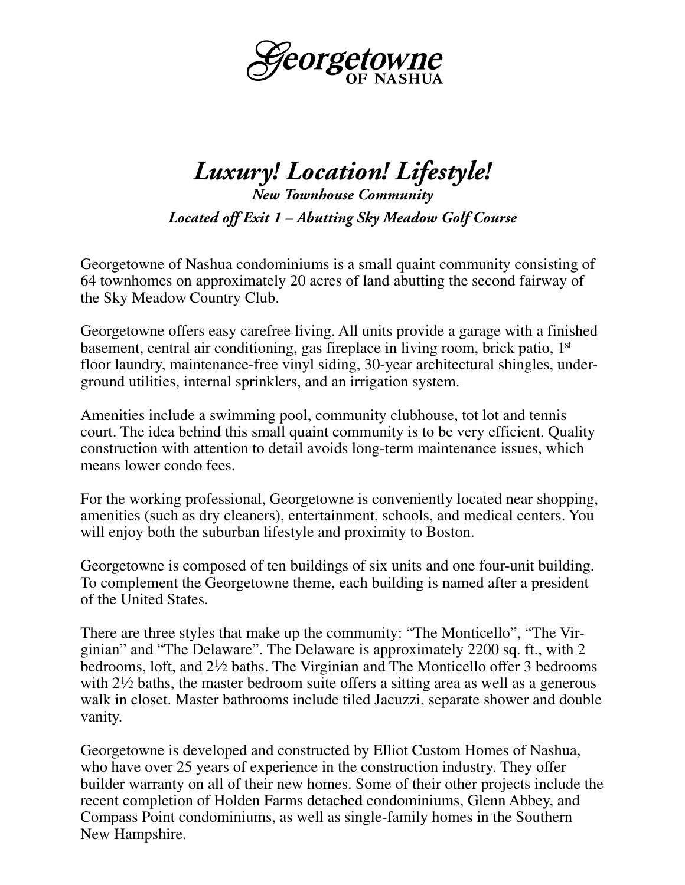# Georgetowne

OF NASHUA

## *Luxury! Location! Lifestyle!*

***New Townhouse Community***

***Located off Exit 1 – Abutting Sky Meadow Golf Course***

Georgetowne of Nashua condominiums is a small quaint community consisting of 64 townhomes on approximately 20 acres of land abutting the second fairway of the Sky Meadow Country Club.

Georgetowne offers easy carefree living. All units provide a garage with a finished basement, central air conditioning, gas fireplace in living room, brick patio, 1st floor laundry, maintenance-free vinyl siding, 30-year architectural shingles, underground utilities, internal sprinklers, and an irrigation system.

Amenities include a swimming pool, community clubhouse, tot lot and tennis court. The idea behind this small quaint community is to be very efficient. Quality construction with attention to detail avoids long-term maintenance issues, which means lower condo fees.

For the working professional, Georgetowne is conveniently located near shopping, amenities (such as dry cleaners), entertainment, schools, and medical centers. You will enjoy both the suburban lifestyle and proximity to Boston.

Georgetowne is composed of ten buildings of six units and one four-unit building. To complement the Georgetowne theme, each building is named after a president of the United States.

There are three styles that make up the community: "The Monticello", "The Virginian" and "The Delaware". The Delaware is approximately 2200 sq. ft., with 2 bedrooms, loft, and 2½ baths. The Virginian and The Monticello offer 3 bedrooms with 2½ baths, the master bedroom suite offers a sitting area as well as a generous walk in closet. Master bathrooms include tiled Jacuzzi, separate shower and double vanity.

Georgetowne is developed and constructed by Elliot Custom Homes of Nashua, who have over 25 years of experience in the construction industry. They offer builder warranty on all of their new homes. Some of their other projects include the recent completion of Holden Farms detached condominiums, Glenn Abbey, and Compass Point condominiums, as well as single-family homes in the Southern New Hampshire.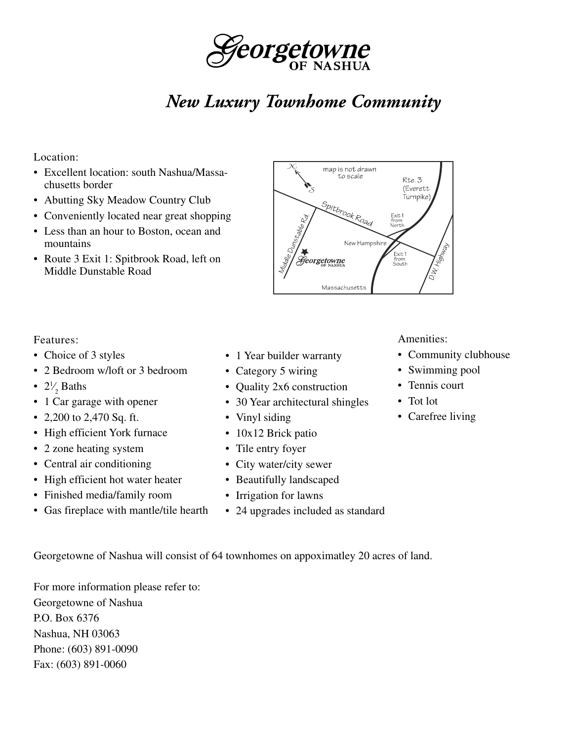# Georgetowne
## OF NASHUA

## *New Luxury Townhome Community*

Location:

- Excellent location: south Nashua/Massachusetts border
- Abutting Sky Meadow Country Club
- Conveniently located near great shopping
- Less than an hour to Boston, ocean and mountains
- Route 3 Exit 1: Spitbrook Road, left on Middle Dunstable Road

Features:

- Choice of 3 styles
- 2 Bedroom w/loft or 3 bedroom
- $2\frac{1}{2}$ Baths
- 1 Car garage with opener
- 2,200 to 2,470 Sq. ft.
- High efficient York furnace
- 2 zone heating system
- Central air conditioning
- High efficient hot water heater
- Finished media/family room
- Gas fireplace with mantle/tile hearth
- 1 Year builder warranty
- Category 5 wiring
- Quality 2x6 construction
- 30 Year architectural shingles
- Vinyl siding
- 10x12 Brick patio
- Tile entry foyer
- City water/city sewer
- Beautifully landscaped
- Irrigation for lawns
- 24 upgrades included as standard

Amenities:

- Community clubhouse
- Swimming pool
- Tennis court
- Tot lot
- Carefree living

Georgetowne of Nashua will consist of 64 townhomes on appoximatley 20 acres of land.

For more information please refer to:
Georgetowne of Nashua
P.O. Box 6376
Nashua, NH 03063
Phone: (603) 891-0090
Fax: (603) 891-0060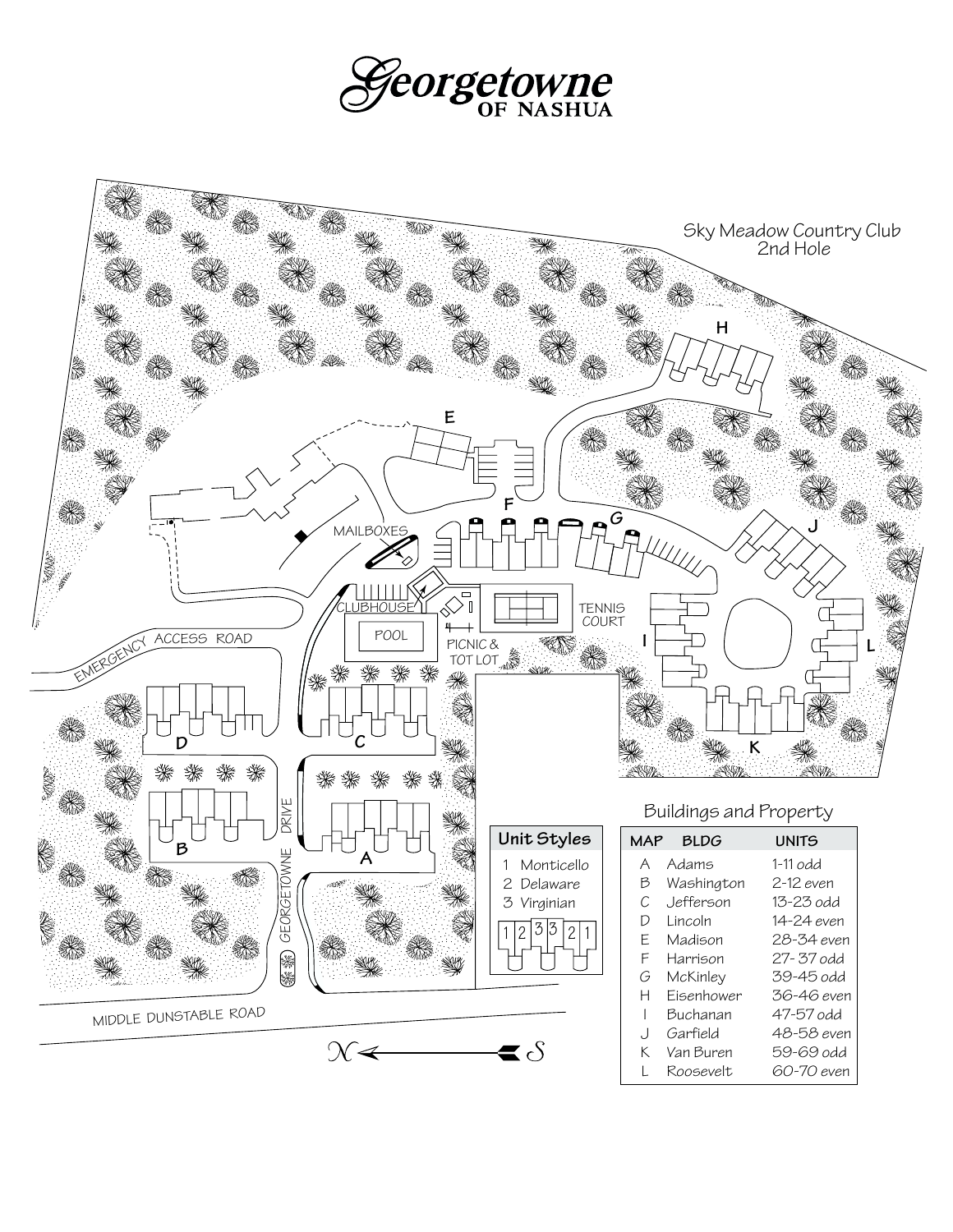# Georgetowne OF NASHUA

Sky Meadow Country Club
2nd Hole

H

E

F

G

J

MAILBOXES

CLUBHOUSE

POOL

PICNIC & TOT LOT

TENNIS COURT

I

L

K

EMERGENCY ACCESS ROAD

D

C

B

A

GEORGETOWNE DRIVE

MIDDLE DUNSTABLE ROAD

N ← S

**Unit Styles**

1 Monticello
2 Delaware
3 Virginian

## Buildings and Property

| MAP | BLDG | UNITS |
|---|---|---|
| A | Adams | 1-11 odd |
| B | Washington | 2-12 even |
| C | Jefferson | 13-23 odd |
| D | Lincoln | 14-24 even |
| E | Madison | 28-34 even |
| F | Harrison | 27- 37 odd |
| G | McKinley | 39-45 odd |
| H | Eisenhower | 36-46 even |
| I | Buchanan | 47-57 odd |
| J | Garfield | 48-58 even |
| K | Van Buren | 59-69 odd |
| L | Roosevelt | 60-70 even |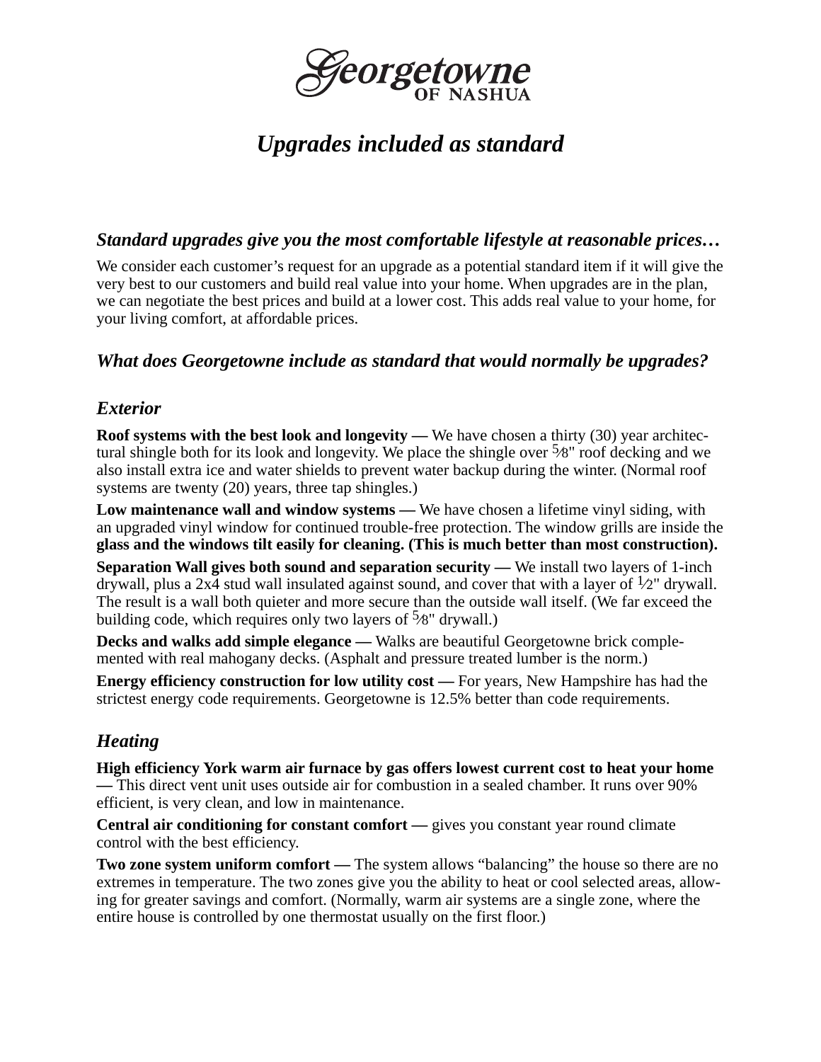# Georgetowne OF NASHUA

## *Upgrades included as standard*

### *Standard upgrades give you the most comfortable lifestyle at reasonable prices…*

We consider each customer's request for an upgrade as a potential standard item if it will give the very best to our customers and build real value into your home. When upgrades are in the plan, we can negotiate the best prices and build at a lower cost. This adds real value to your home, for your living comfort, at affordable prices.

### *What does Georgetowne include as standard that would normally be upgrades?*

### *Exterior*

**Roof systems with the best look and longevity —** We have chosen a thirty (30) year architectural shingle both for its look and longevity. We place the shingle over 5⁄8" roof decking and we also install extra ice and water shields to prevent water backup during the winter. (Normal roof systems are twenty (20) years, three tap shingles.)

**Low maintenance wall and window systems —** We have chosen a lifetime vinyl siding, with an upgraded vinyl window for continued trouble-free protection. The window grills are inside the **glass and the windows tilt easily for cleaning. (This is much better than most construction).**

**Separation Wall gives both sound and separation security —** We install two layers of 1-inch drywall, plus a 2x4 stud wall insulated against sound, and cover that with a layer of 1⁄2" drywall. The result is a wall both quieter and more secure than the outside wall itself. (We far exceed the building code, which requires only two layers of 5⁄8" drywall.)

**Decks and walks add simple elegance —** Walks are beautiful Georgetowne brick complemented with real mahogany decks. (Asphalt and pressure treated lumber is the norm.)

**Energy efficiency construction for low utility cost —** For years, New Hampshire has had the strictest energy code requirements. Georgetowne is 12.5% better than code requirements.

### *Heating*

**High efficiency York warm air furnace by gas offers lowest current cost to heat your home —** This direct vent unit uses outside air for combustion in a sealed chamber. It runs over 90% efficient, is very clean, and low in maintenance.

**Central air conditioning for constant comfort —** gives you constant year round climate control with the best efficiency.

**Two zone system uniform comfort —** The system allows "balancing" the house so there are no extremes in temperature. The two zones give you the ability to heat or cool selected areas, allowing for greater savings and comfort. (Normally, warm air systems are a single zone, where the entire house is controlled by one thermostat usually on the first floor.)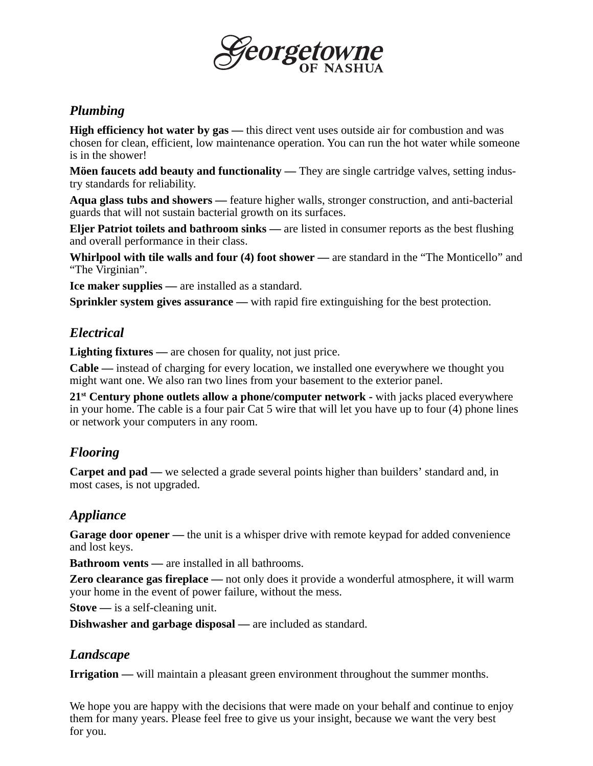# Georgetowne OF NASHUA

## *Plumbing*

**High efficiency hot water by gas —** this direct vent uses outside air for combustion and was chosen for clean, efficient, low maintenance operation. You can run the hot water while someone is in the shower!

**Möen faucets add beauty and functionality —** They are single cartridge valves, setting industry standards for reliability.

**Aqua glass tubs and showers —** feature higher walls, stronger construction, and anti-bacterial guards that will not sustain bacterial growth on its surfaces.

**Eljer Patriot toilets and bathroom sinks —** are listed in consumer reports as the best flushing and overall performance in their class.

**Whirlpool with tile walls and four (4) foot shower —** are standard in the "The Monticello" and "The Virginian".

**Ice maker supplies —** are installed as a standard.

**Sprinkler system gives assurance —** with rapid fire extinguishing for the best protection.

## *Electrical*

**Lighting fixtures —** are chosen for quality, not just price.

**Cable —** instead of charging for every location, we installed one everywhere we thought you might want one. We also ran two lines from your basement to the exterior panel.

**21st Century phone outlets allow a phone/computer network -** with jacks placed everywhere in your home. The cable is a four pair Cat 5 wire that will let you have up to four (4) phone lines or network your computers in any room.

## *Flooring*

**Carpet and pad —** we selected a grade several points higher than builders' standard and, in most cases, is not upgraded.

## *Appliance*

**Garage door opener —** the unit is a whisper drive with remote keypad for added convenience and lost keys.

**Bathroom vents —** are installed in all bathrooms.

**Zero clearance gas fireplace —** not only does it provide a wonderful atmosphere, it will warm your home in the event of power failure, without the mess.

**Stove —** is a self-cleaning unit.

**Dishwasher and garbage disposal —** are included as standard.

## *Landscape*

**Irrigation —** will maintain a pleasant green environment throughout the summer months.

We hope you are happy with the decisions that were made on your behalf and continue to enjoy them for many years. Please feel free to give us your insight, because we want the very best for you.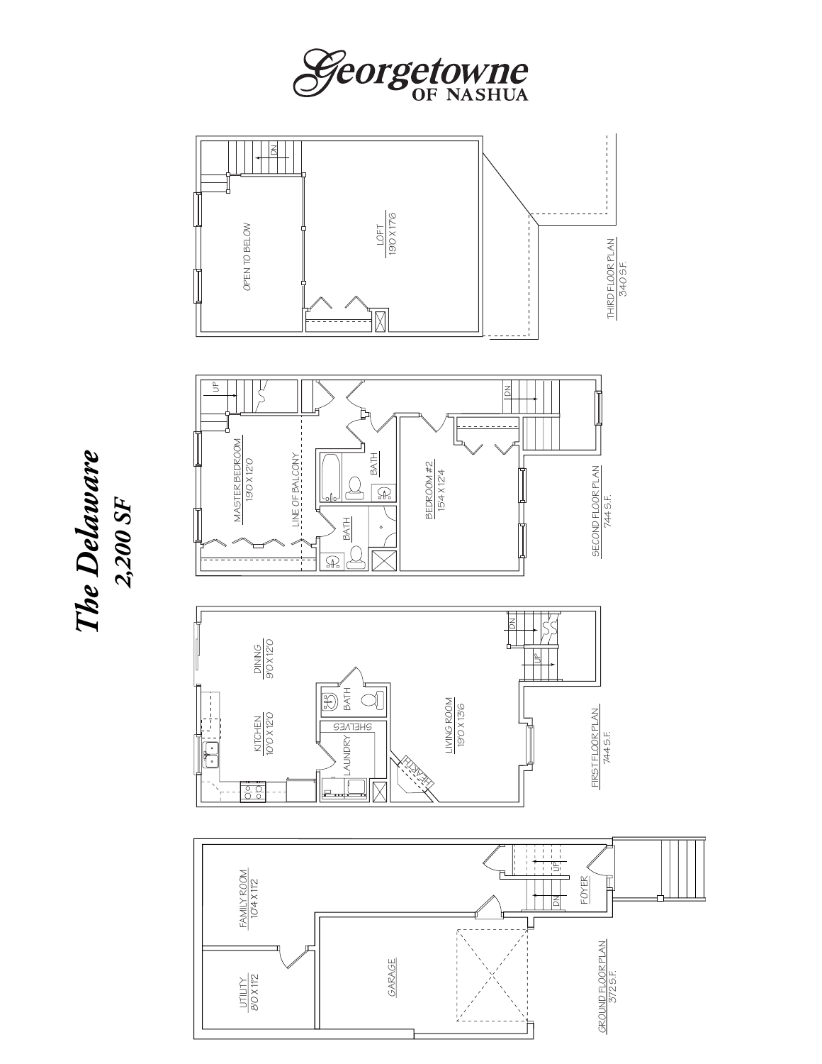# Georgetowne
OF NASHUA

## The Delaware
**2,200 SF**

### Third Floor Plan
340 S.F.

- OPEN TO BELOW
- LOFT 19'0 X 17'6
- DN

### Second Floor Plan
744 S.F.

- MASTER BEDROOM 19'0 X 12'0
- LINE OF BALCONY
- BATH
- BATH
- BEDROOM #2 15'4 X 12'4
- UP
- DN

### First Floor Plan
744 S.F.

- DINING 9'0 X 12'0
- KITCHEN 10'0 X 12'0
- BATH
- SHELVES
- LAUNDRY
- HEARTH
- LIVING ROOM 19'0 X 13'6
- DN
- UP

### Ground Floor Plan
372 S.F.

- FAMILY ROOM 10'4 X 11'2
- UTILITY 8'0 X 11'2
- GARAGE
- FOYER
- UP
- DN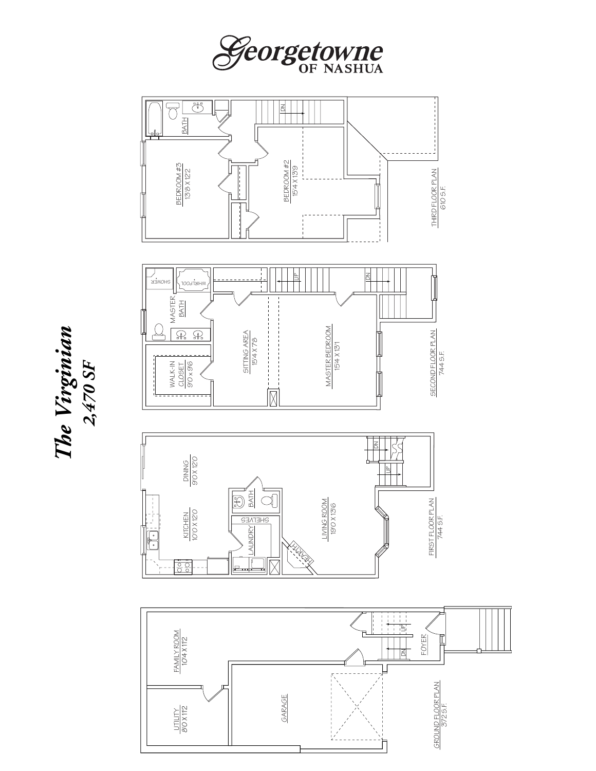# Georgetowne OF NASHUA

## The Virginian
## 2,470 SF

### THIRD FLOOR PLAN
610 S.F.

BATH

DN

BEDROOM #3
13'8 X 12'2

BEDROOM #2
15'4 X 13'9

### SECOND FLOOR PLAN
744 S.F.

SHOWER

WHIRLPOOL

MASTER BATH

UP

DN

WALK-IN CLOSET
9'0 x 9'6

SITTING AREA
15'4 X 7'8

MASTER BEDROOM
15'4 X 13'1

### FIRST FLOOR PLAN
744 S.F.

DINING
9'0 X 12'0

KITCHEN
10'0 X 12'0

BATH

SHELVES

LAUNDRY

LIVING ROOM
19'0 X 13'6

HEARTH

DN

UP

### GROUND FLOOR PLAN
372 S.F.

FAMILY ROOM
10'4 X 11'2

UTILITY
8'0 X 11'2

GARAGE

UP

DN

FOYER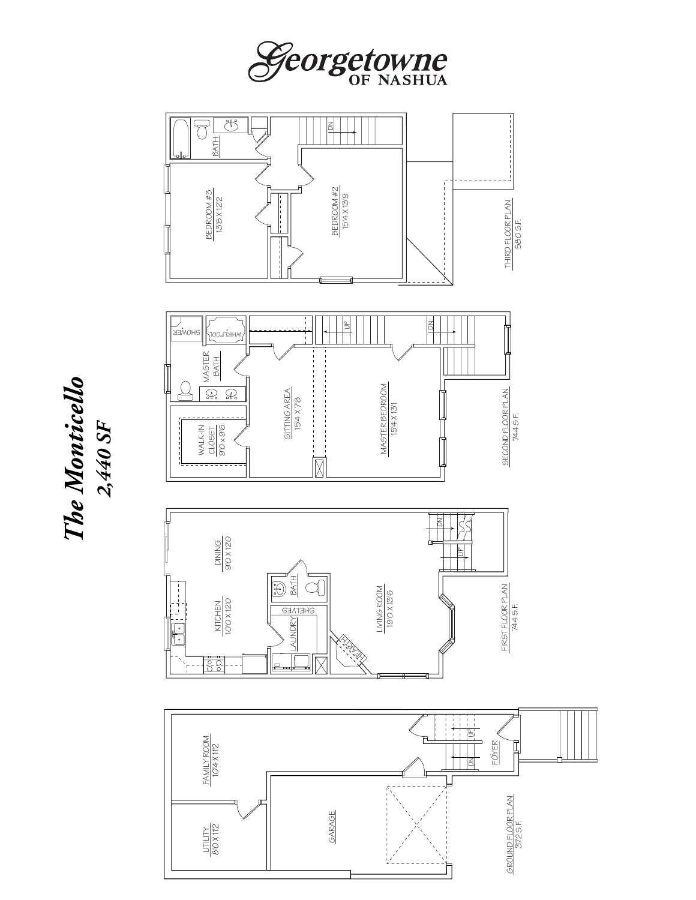# Georgetowne OF NASHUA

## The Monticello
**2,440 SF**

### THIRD FLOOR PLAN
580 S.F.

BATH

BEDROOM #3
13'8 X 12'2

BEDROOM #2
15'4 X 13'9

DN

### SECOND FLOOR PLAN
744 S.F.

SHOWER

WHIRLPOOL

MASTER BATH

WALK-IN CLOSET
9'0 x 9'6

SITTING AREA
15'4 X 7'8

MASTER BEDROOM
15'4 X 13'1

UP

DN

### FIRST FLOOR PLAN
744 S.F.

DINING
9'0 X 12'0

KITCHEN
10'0 X 12'0

BATH

SHELVES

LAUNDRY

LIVING ROOM
19'0 X 13'6

HEARTH

DN

UP

### GROUND FLOOR PLAN
372 S.F.

FAMILY ROOM
10'4 X 11'2

UTILITY
8'0 X 11'2

GARAGE

FOYER

UP

DN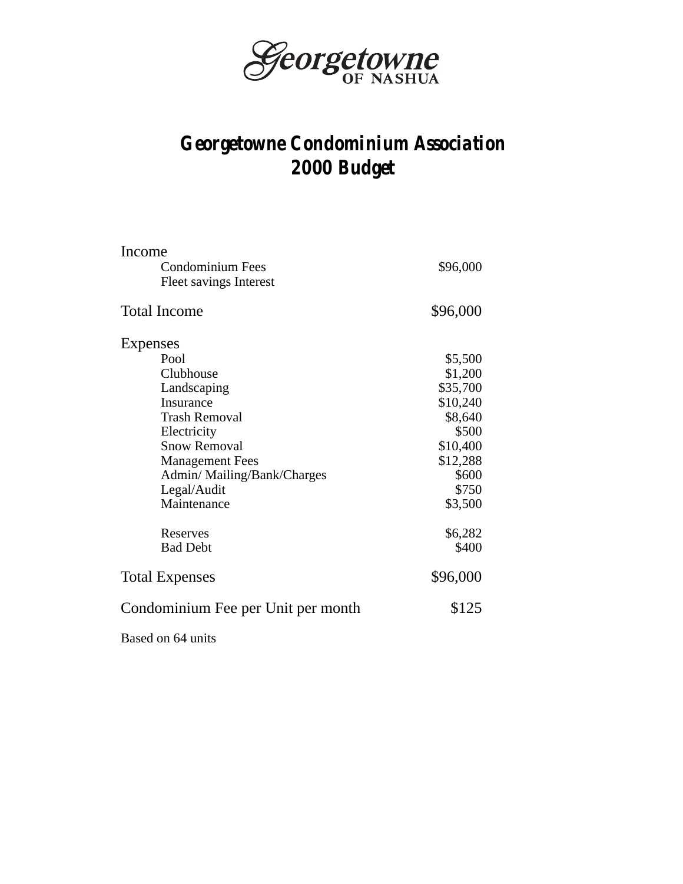Georgetowne OF NASHUA

# Georgetowne Condominium Association
# 2000 Budget

| | |
|---|---|
| **Income** | |
| Condominium Fees | $96,000 |
| Fleet savings Interest | |
| **Total Income** | $96,000 |
| **Expenses** | |
| Pool | $5,500 |
| Clubhouse | $1,200 |
| Landscaping | $35,700 |
| Insurance | $10,240 |
| Trash Removal | $8,640 |
| Electricity | $500 |
| Snow Removal | $10,400 |
| Management Fees | $12,288 |
| Admin/ Mailing/Bank/Charges | $600 |
| Legal/Audit | $750 |
| Maintenance | $3,500 |
| Reserves | $6,282 |
| Bad Debt | $400 |
| **Total Expenses** | $96,000 |
| **Condominium Fee per Unit per month** | $125 |

Based on 64 units